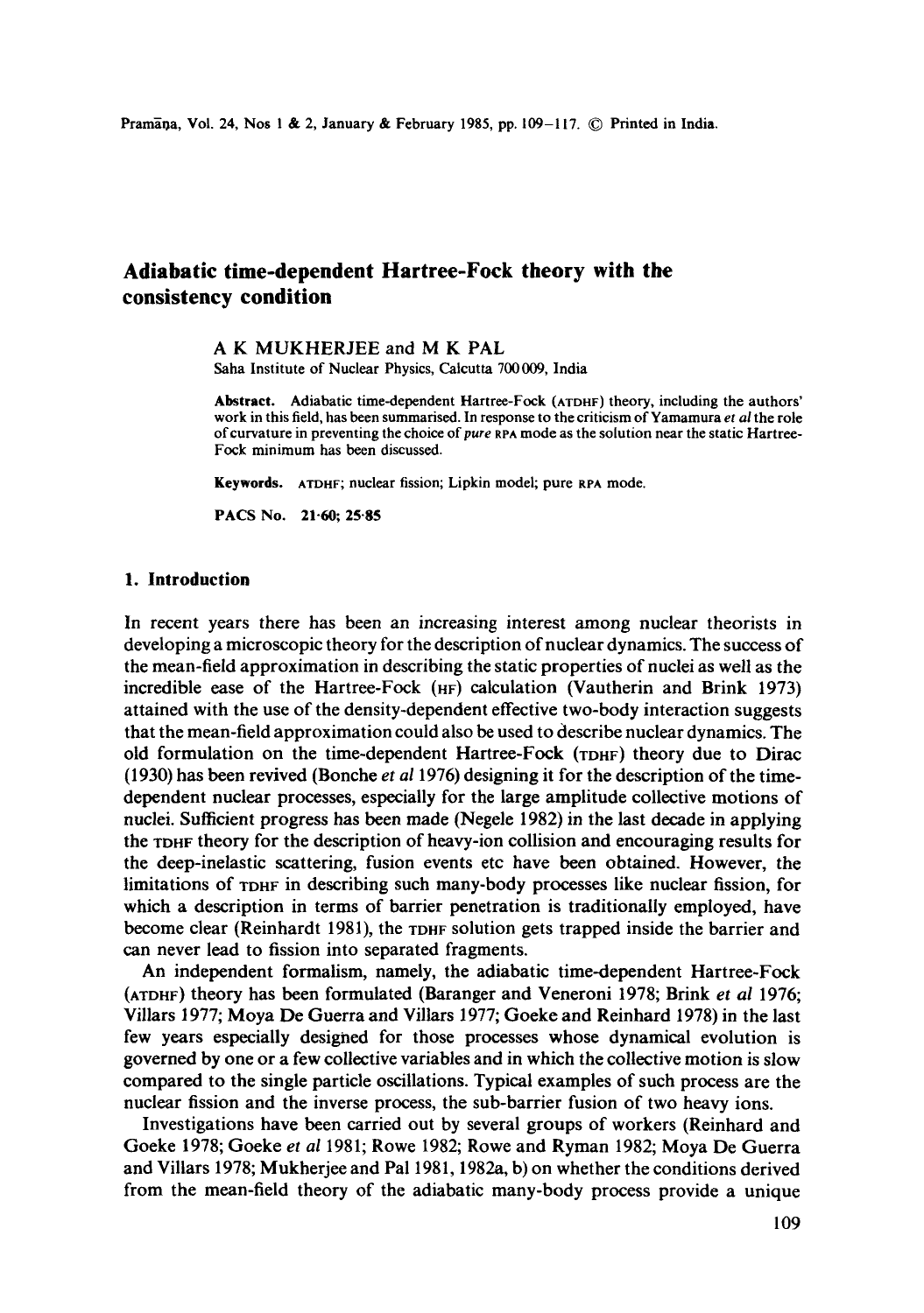# Adiabatic time-dependent Hartree-Fock theory with the consistency condition

A K MUKHERJEE and M K PAL

Saha Institute of Nuclear Physics, Calcutta 700 009, India

**Abstract.** Adiabatic time-dependent Hartree-Fock (ATDHF) theory, including the authors' work in this field, has been summarised. In response to the criticism of Yamamura *et al* the role of curvature in preventing the choice of *pure* RPA mode as the solution near the static Hartree-Fock minimum has been discussed.

**Keywords.** ATDHF; nuclear fission; Lipkin model; pure RPA mode.

**PACS No.** 21·60; 25·85

## 1. Introduction

In recent years there has been an increasing interest among nuclear theorists in developing a microscopic theory for the description of nuclear dynamics. The success of the mean-field approximation in describing the static properties of nuclei as well as the incredible ease of the Hartree-Fock (HF) calculation (Vautherin and Brink 1973) attained with the use of the density-dependent effective two-body interaction suggests that the mean-field approximation could also be used to describe nuclear dynamics. The old formulation on the time-dependent Hartree-Fock (TDHF) theory due to Dirac (1930) has been revived (Bonche *et al* 1976) designing it for the description of the time-dependent nuclear processes, especially for the large amplitude collective motions of nuclei. Sufficient progress has been made (Negele 1982) in the last decade in applying the TDHF theory for the description of heavy-ion collision and encouraging results for the deep-inelastic scattering, fusion events etc have been obtained. However, the limitations of TDHF in describing such many-body processes like nuclear fission, for which a description in terms of barrier penetration is traditionally employed, have become clear (Reinhardt 1981), the TDHF solution gets trapped inside the barrier and can never lead to fission into separated fragments.

An independent formalism, namely, the adiabatic time-dependent Hartree-Fock (ATDHF) theory has been formulated (Baranger and Veneroni 1978; Brink *et al* 1976; Villars 1977; Moya De Guerra and Villars 1977; Goeke and Reinhard 1978) in the last few years especially designed for those processes whose dynamical evolution is governed by one or a few collective variables and in which the collective motion is slow compared to the single particle oscillations. Typical examples of such process are the nuclear fission and the inverse process, the sub-barrier fusion of two heavy ions.

Investigations have been carried out by several groups of workers (Reinhard and Goeke 1978; Goeke *et al* 1981; Rowe 1982; Rowe and Ryman 1982; Moya De Guerra and Villars 1978; Mukherjee and Pal 1981, 1982a, b) on whether the conditions derived from the mean-field theory of the adiabatic many-body process provide a unique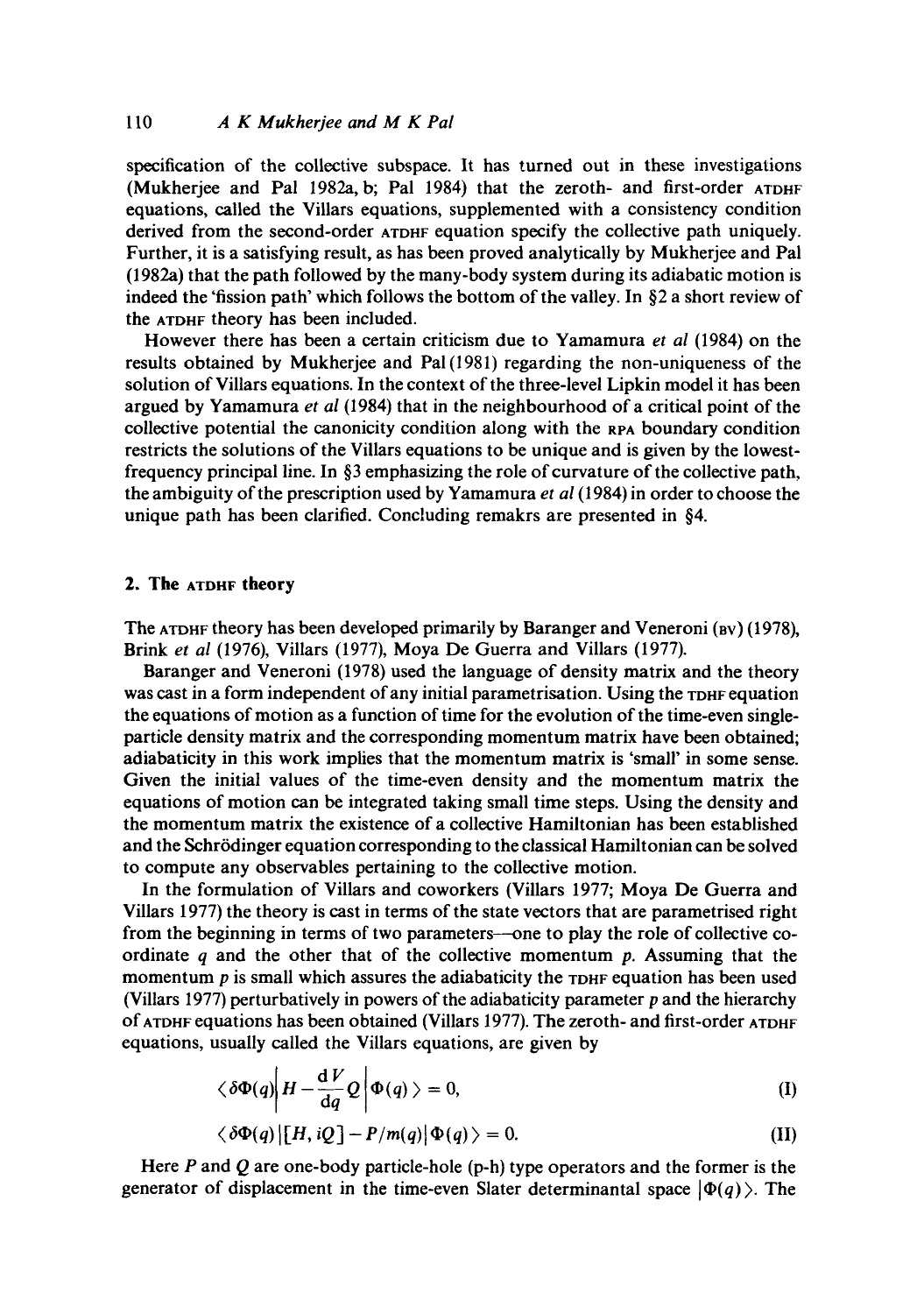specification of the collective subspace. It has turned out in these investigations (Mukherjee and Pal 1982a, b; Pal 1984) that the zeroth- and first-order ATDHF equations, called the Villars equations, supplemented with a consistency condition derived from the second-order ATDHF equation specify the collective path uniquely. Further, it is a satisfying result, as has been proved analytically by Mukherjee and Pal (1982a) that the path followed by the many-body system during its adiabatic motion is indeed the 'fission path' which follows the bottom of the valley. In §2 a short review of the ATDHF theory has been included.

However there has been a certain criticism due to Yamamura *et al* (1984) on the results obtained by Mukherjee and Pal (1981) regarding the non-uniqueness of the solution of Villars equations. In the context of the three-level Lipkin model it has been argued by Yamamura *et al* (1984) that in the neighbourhood of a critical point of the collective potential the canonicity condition along with the RPA boundary condition restricts the solutions of the Villars equations to be unique and is given by the lowest-frequency principal line. In §3 emphasizing the role of curvature of the collective path, the ambiguity of the prescription used by Yamamura *et al* (1984) in order to choose the unique path has been clarified. Concluding remakrs are presented in §4.

## 2. The ATDHF theory

The ATDHF theory has been developed primarily by Baranger and Veneroni (BV) (1978), Brink *et al* (1976), Villars (1977), Moya De Guerra and Villars (1977).

Baranger and Veneroni (1978) used the language of density matrix and the theory was cast in a form independent of any initial parametrisation. Using the TDHF equation the equations of motion as a function of time for the evolution of the time-even single-particle density matrix and the corresponding momentum matrix have been obtained; adiabaticity in this work implies that the momentum matrix is 'small' in some sense. Given the initial values of the time-even density and the momentum matrix the equations of motion can be integrated taking small time steps. Using the density and the momentum matrix the existence of a collective Hamiltonian has been established and the Schrödinger equation corresponding to the classical Hamiltonian can be solved to compute any observables pertaining to the collective motion.

In the formulation of Villars and coworkers (Villars 1977; Moya De Guerra and Villars 1977) the theory is cast in terms of the state vectors that are parametrised right from the beginning in terms of two parameters—one to play the role of collective co-ordinate $q$ and the other that of the collective momentum $p$. Assuming that the momentum $p$ is small which assures the adiabaticity the TDHF equation has been used (Villars 1977) perturbatively in powers of the adiabaticity parameter $p$ and the hierarchy of ATDHF equations has been obtained (Villars 1977). The zeroth- and first-order ATDHF equations, usually called the Villars equations, are given by

$$\left\langle \delta\Phi(q) \middle| H - \frac{\mathrm{d}V}{\mathrm{d}q} Q \middle| \Phi(q) \right\rangle = 0, \tag{I}$$

$$\langle \delta\Phi(q) | [H, iQ] - P/m(q) | \Phi(q) \rangle = 0. \tag{II}$$

Here $P$ and $Q$ are one-body particle-hole (p-h) type operators and the former is the generator of displacement in the time-even Slater determinantal space $|\Phi(q)\rangle$. The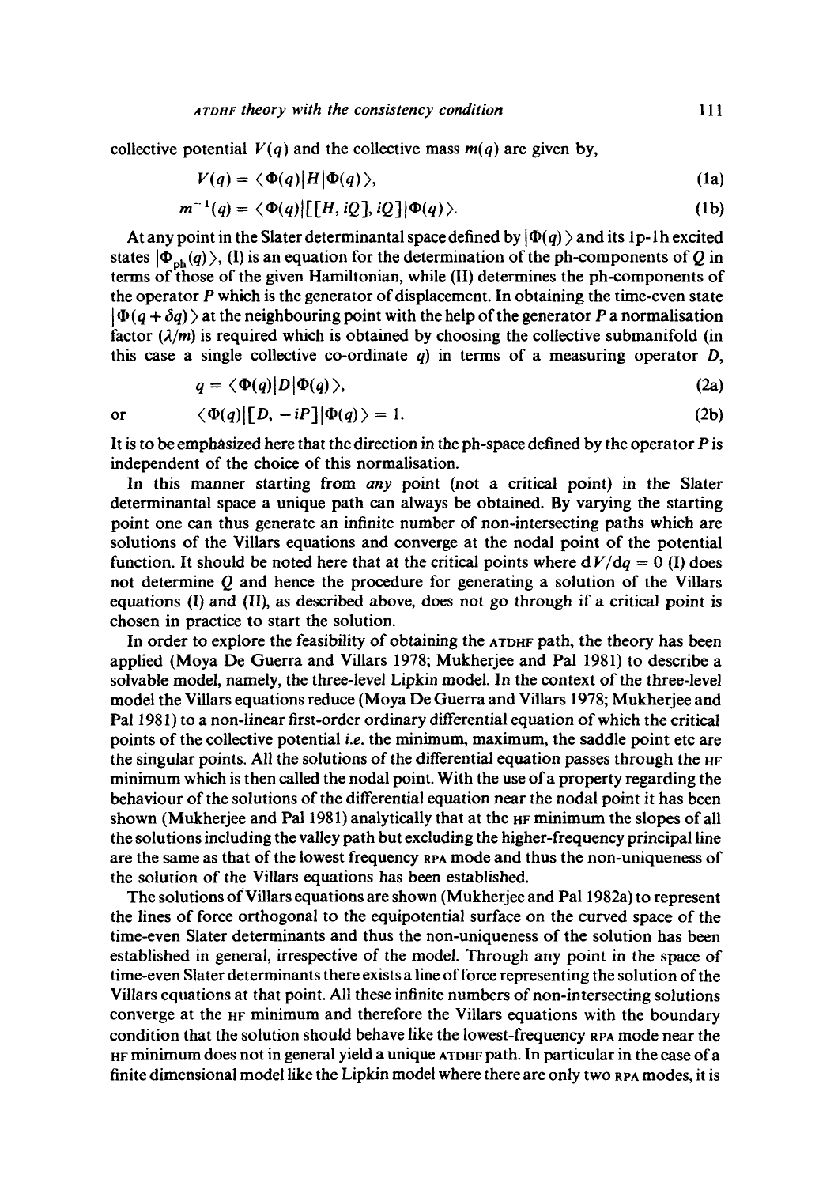collective potential $V(q)$ and the collective mass $m(q)$ are given by,

$$V(q) = \langle \Phi(q)|H|\Phi(q)\rangle, \tag{1a}$$

$$m^{-1}(q) = \langle \Phi(q)|[[H, iQ], iQ]|\Phi(q)\rangle. \tag{1b}$$

At any point in the Slater determinantal space defined by $|\Phi(q)\rangle$ and its 1p-1h excited states $|\Phi_{\text{ph}}(q)\rangle$, (I) is an equation for the determination of the ph-components of $Q$ in terms of those of the given Hamiltonian, while (II) determines the ph-components of the operator $P$ which is the generator of displacement. In obtaining the time-even state $|\Phi(q + \delta q)\rangle$ at the neighbouring point with the help of the generator $P$ a normalisation factor $(\lambda/m)$ is required which is obtained by choosing the collective submanifold (in this case a single collective co-ordinate $q$) in terms of a measuring operator $D$,

$$q = \langle \Phi(q)|D|\Phi(q)\rangle, \tag{2a}$$

$$\text{or} \qquad \langle \Phi(q)|[D, -iP]|\Phi(q)\rangle = 1. \tag{2b}$$

It is to be emphasized here that the direction in the ph-space defined by the operator $P$ is independent of the choice of this normalisation.

In this manner starting from *any* point (not a critical point) in the Slater determinantal space a unique path can always be obtained. By varying the starting point one can thus generate an infinite number of non-intersecting paths which are solutions of the Villars equations and converge at the nodal point of the potential function. It should be noted here that at the critical points where $dV/dq = 0$ (I) does not determine $Q$ and hence the procedure for generating a solution of the Villars equations (I) and (II), as described above, does not go through if a critical point is chosen in practice to start the solution.

In order to explore the feasibility of obtaining the ATDHF path, the theory has been applied (Moya De Guerra and Villars 1978; Mukherjee and Pal 1981) to describe a solvable model, namely, the three-level Lipkin model. In the context of the three-level model the Villars equations reduce (Moya De Guerra and Villars 1978; Mukherjee and Pal 1981) to a non-linear first-order ordinary differential equation of which the critical points of the collective potential *i.e.* the minimum, maximum, the saddle point etc are the singular points. All the solutions of the differential equation passes through the HF minimum which is then called the nodal point. With the use of a property regarding the behaviour of the solutions of the differential equation near the nodal point it has been shown (Mukherjee and Pal 1981) analytically that at the HF minimum the slopes of all the solutions including the valley path but excluding the higher-frequency principal line are the same as that of the lowest frequency RPA mode and thus the non-uniqueness of the solution of the Villars equations has been established.

The solutions of Villars equations are shown (Mukherjee and Pal 1982a) to represent the lines of force orthogonal to the equipotential surface on the curved space of the time-even Slater determinants and thus the non-uniqueness of the solution has been established in general, irrespective of the model. Through any point in the space of time-even Slater determinants there exists a line of force representing the solution of the Villars equations at that point. All these infinite numbers of non-intersecting solutions converge at the HF minimum and therefore the Villars equations with the boundary condition that the solution should behave like the lowest-frequency RPA mode near the HF minimum does not in general yield a unique ATDHF path. In particular in the case of a finite dimensional model like the Lipkin model where there are only two RPA modes, it is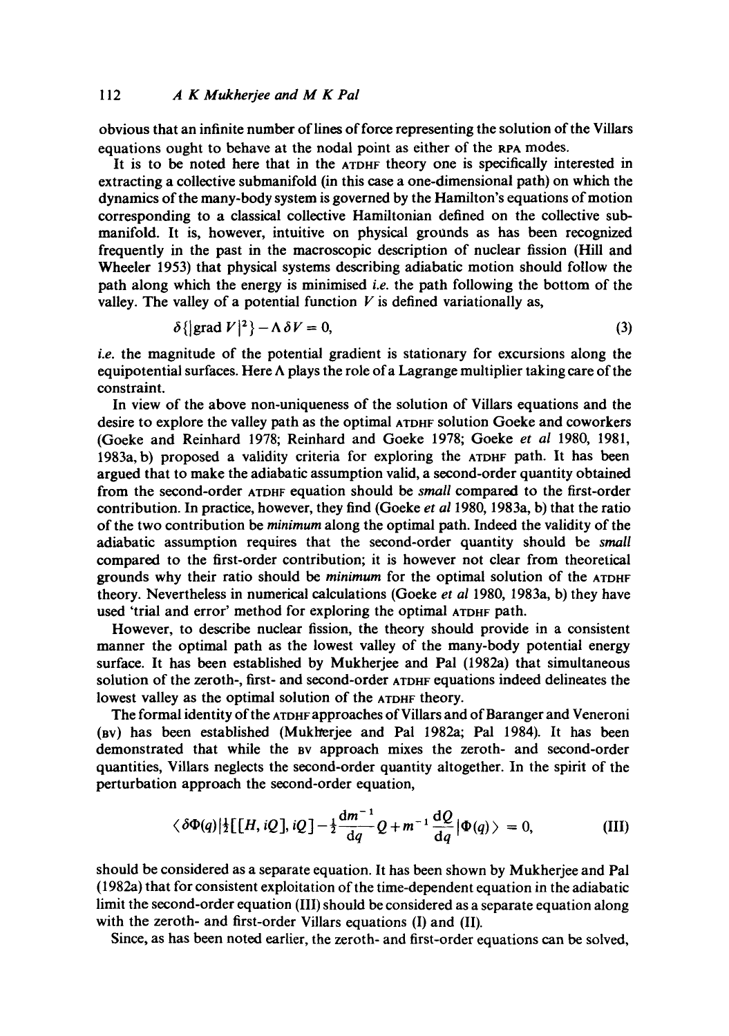obvious that an infinite number of lines of force representing the solution of the Villars equations ought to behave at the nodal point as either of the RPA modes.

It is to be noted here that in the ATDHF theory one is specifically interested in extracting a collective submanifold (in this case a one-dimensional path) on which the dynamics of the many-body system is governed by the Hamilton's equations of motion corresponding to a classical collective Hamiltonian defined on the collective submanifold. It is, however, intuitive on physical grounds as has been recognized frequently in the past in the macroscopic description of nuclear fission (Hill and Wheeler 1953) that physical systems describing adiabatic motion should follow the path along which the energy is minimised *i.e.* the path following the bottom of the valley. The valley of a potential function $V$ is defined variationally as,

$$\delta\{|\text{grad } V|^2\} - \Lambda\,\delta V = 0, \tag{3}$$

*i.e.* the magnitude of the potential gradient is stationary for excursions along the equipotential surfaces. Here $\Lambda$ plays the role of a Lagrange multiplier taking care of the constraint.

In view of the above non-uniqueness of the solution of Villars equations and the desire to explore the valley path as the optimal ATDHF solution Goeke and coworkers (Goeke and Reinhard 1978; Reinhard and Goeke 1978; Goeke *et al* 1980, 1981, 1983a, b) proposed a validity criteria for exploring the ATDHF path. It has been argued that to make the adiabatic assumption valid, a second-order quantity obtained from the second-order ATDHF equation should be *small* compared to the first-order contribution. In practice, however, they find (Goeke *et al* 1980, 1983a, b) that the ratio of the two contribution be *minimum* along the optimal path. Indeed the validity of the adiabatic assumption requires that the second-order quantity should be *small* compared to the first-order contribution; it is however not clear from theoretical grounds why their ratio should be *minimum* for the optimal solution of the ATDHF theory. Nevertheless in numerical calculations (Goeke *et al* 1980, 1983a, b) they have used 'trial and error' method for exploring the optimal ATDHF path.

However, to describe nuclear fission, the theory should provide in a consistent manner the optimal path as the lowest valley of the many-body potential energy surface. It has been established by Mukherjee and Pal (1982a) that simultaneous solution of the zeroth-, first- and second-order ATDHF equations indeed delineates the lowest valley as the optimal solution of the ATDHF theory.

The formal identity of the ATDHF approaches of Villars and of Baranger and Veneroni (BV) has been established (Mukherjee and Pal 1982a; Pal 1984). It has been demonstrated that while the BV approach mixes the zeroth- and second-order quantities, Villars neglects the second-order quantity altogether. In the spirit of the perturbation approach the second-order equation,

$$\langle \delta\Phi(q)|\tfrac{1}{2}[[H, iQ], iQ] - \tfrac{1}{2}\frac{\mathrm{d}m^{-1}}{\mathrm{d}q}Q + m^{-1}\frac{\mathrm{d}Q}{\mathrm{d}q}|\Phi(q)\rangle = 0, \tag{III}$$

should be considered as a separate equation. It has been shown by Mukherjee and Pal (1982a) that for consistent exploitation of the time-dependent equation in the adiabatic limit the second-order equation (III) should be considered as a separate equation along with the zeroth- and first-order Villars equations (I) and (II).

Since, as has been noted earlier, the zeroth- and first-order equations can be solved,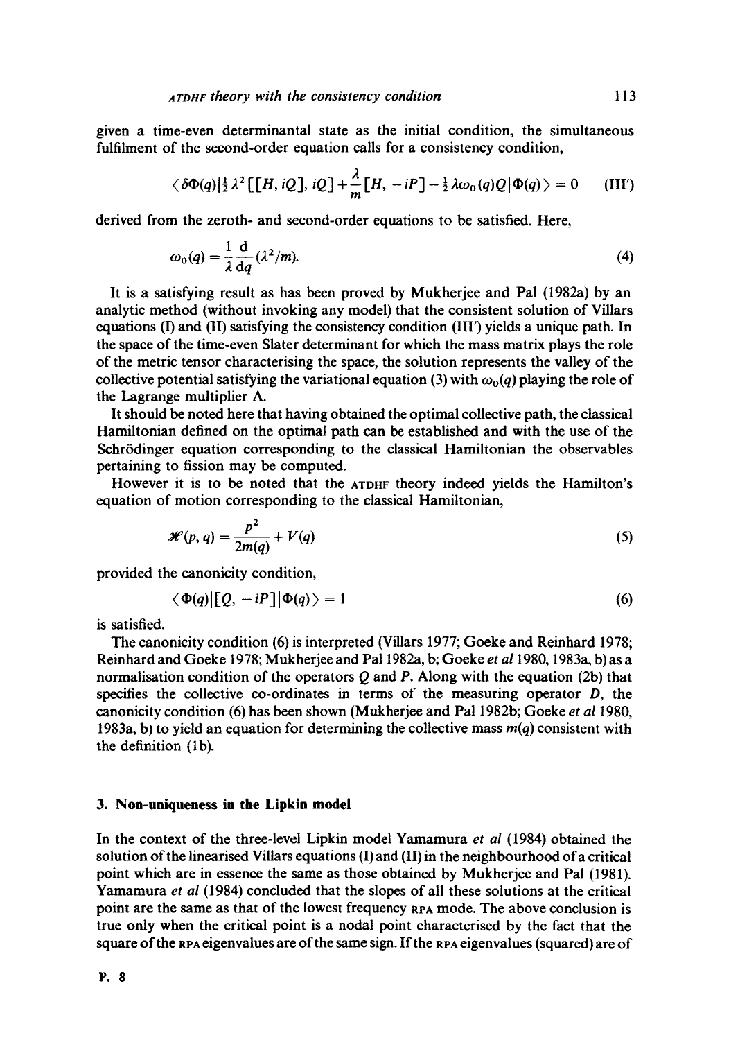given a time-even determinantal state as the initial condition, the simultaneous fulfilment of the second-order equation calls for a consistency condition,

$$\langle \delta\Phi(q)|\tfrac{1}{2}\lambda^2[[H, iQ], iQ] + \frac{\lambda}{m}[H, -iP] - \tfrac{1}{2}\lambda\omega_0(q)Q|\Phi(q)\rangle = 0 \qquad \text{(III')}$$

derived from the zeroth- and second-order equations to be satisfied. Here,

$$\omega_0(q) = \frac{1}{\lambda}\frac{\mathrm{d}}{\mathrm{d}q}(\lambda^2/m). \tag{4}$$

It is a satisfying result as has been proved by Mukherjee and Pal (1982a) by an analytic method (without invoking any model) that the consistent solution of Villars equations (I) and (II) satisfying the consistency condition (III') yields a unique path. In the space of the time-even Slater determinant for which the mass matrix plays the role of the metric tensor characterising the space, the solution represents the valley of the collective potential satisfying the variational equation (3) with $\omega_0(q)$ playing the role of the Lagrange multiplier $\Lambda$.

It should be noted here that having obtained the optimal collective path, the classical Hamiltonian defined on the optimal path can be established and with the use of the Schrödinger equation corresponding to the classical Hamiltonian the observables pertaining to fission may be computed.

However it is to be noted that the ATDHF theory indeed yields the Hamilton's equation of motion corresponding to the classical Hamiltonian,

$$\mathscr{H}(p, q) = \frac{p^2}{2m(q)} + V(q) \tag{5}$$

provided the canonicity condition,

$$\langle \Phi(q)|[Q, -iP]|\Phi(q)\rangle = 1 \tag{6}$$

is satisfied.

The canonicity condition (6) is interpreted (Villars 1977; Goeke and Reinhard 1978; Reinhard and Goeke 1978; Mukherjee and Pal 1982a, b; Goeke *et al* 1980, 1983a, b) as a normalisation condition of the operators $Q$ and $P$. Along with the equation (2b) that specifies the collective co-ordinates in terms of the measuring operator $D$, the canonicity condition (6) has been shown (Mukherjee and Pal 1982b; Goeke *et al* 1980, 1983a, b) to yield an equation for determining the collective mass $m(q)$ consistent with the definition (1b).

## 3. Non-uniqueness in the Lipkin model

In the context of the three-level Lipkin model Yamamura *et al* (1984) obtained the solution of the linearised Villars equations (I) and (II) in the neighbourhood of a critical point which are in essence the same as those obtained by Mukherjee and Pal (1981). Yamamura *et al* (1984) concluded that the slopes of all these solutions at the critical point are the same as that of the lowest frequency RPA mode. The above conclusion is true only when the critical point is a nodal point characterised by the fact that the square of the RPA eigenvalues are of the same sign. If the RPA eigenvalues (squared) are of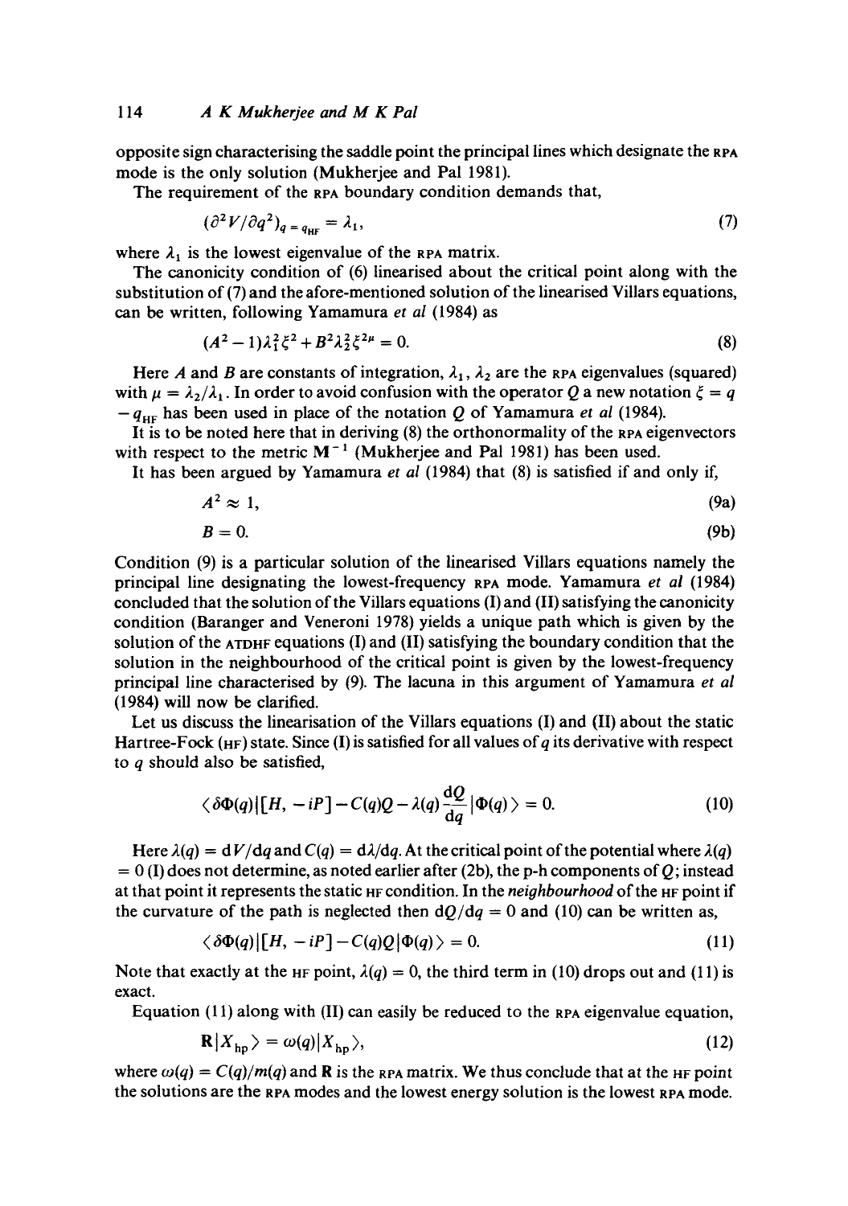opposite sign characterising the saddle point the principal lines which designate the RPA mode is the only solution (Mukherjee and Pal 1981).

The requirement of the RPA boundary condition demands that,

$$(\partial^2 V/\partial q^2)_{q=q_{\rm HF}} = \lambda_1, \tag{7}$$

where $\lambda_1$ is the lowest eigenvalue of the RPA matrix.

The canonicity condition of (6) linearised about the critical point along with the substitution of (7) and the afore-mentioned solution of the linearised Villars equations, can be written, following Yamamura *et al* (1984) as

$$(A^2 - 1)\lambda_1^2 \xi^2 + B^2 \lambda_2^2 \xi^{2\mu} = 0. \tag{8}$$

Here $A$ and $B$ are constants of integration, $\lambda_1$, $\lambda_2$ are the RPA eigenvalues (squared) with $\mu = \lambda_2/\lambda_1$. In order to avoid confusion with the operator $Q$ a new notation $\xi = q - q_{\rm HF}$ has been used in place of the notation $Q$ of Yamamura *et al* (1984).

It is to be noted here that in deriving (8) the orthonormality of the RPA eigenvectors with respect to the metric $\mathbf{M}^{-1}$ (Mukherjee and Pal 1981) has been used.

It has been argued by Yamamura *et al* (1984) that (8) is satisfied if and only if,

$$A^2 \approx 1, \tag{9a}$$

$$B = 0. \tag{9b}$$

Condition (9) is a particular solution of the linearised Villars equations namely the principal line designating the lowest-frequency RPA mode. Yamamura *et al* (1984) concluded that the solution of the Villars equations (I) and (II) satisfying the canonicity condition (Baranger and Veneroni 1978) yields a unique path which is given by the solution of the ATDHF equations (I) and (II) satisfying the boundary condition that the solution in the neighbourhood of the critical point is given by the lowest-frequency principal line characterised by (9). The lacuna in this argument of Yamamura *et al* (1984) will now be clarified.

Let us discuss the linearisation of the Villars equations (I) and (II) about the static Hartree-Fock (HF) state. Since (I) is satisfied for all values of $q$ its derivative with respect to $q$ should also be satisfied,

$$\langle \delta\Phi(q)|[H, -iP] - C(q)Q - \lambda(q)\frac{{\rm d}Q}{{\rm d}q}|\Phi(q)\rangle = 0. \tag{10}$$

Here $\lambda(q) = {\rm d}V/{\rm d}q$ and $C(q) = {\rm d}\lambda/{\rm d}q$. At the critical point of the potential where $\lambda(q) = 0$ (I) does not determine, as noted earlier after (2b), the p-h components of $Q$; instead at that point it represents the static HF condition. In the *neighbourhood* of the HF point if the curvature of the path is neglected then ${\rm d}Q/{\rm d}q = 0$ and (10) can be written as,

$$\langle \delta\Phi(q)|[H, -iP] - C(q)Q|\Phi(q)\rangle = 0. \tag{11}$$

Note that exactly at the HF point, $\lambda(q) = 0$, the third term in (10) drops out and (11) is exact.

Equation (11) along with (II) can easily be reduced to the RPA eigenvalue equation,

$$\mathbf{R}|X_{\rm hp}\rangle = \omega(q)|X_{\rm hp}\rangle, \tag{12}$$

where $\omega(q) = C(q)/m(q)$ and $\mathbf{R}$ is the RPA matrix. We thus conclude that at the HF point the solutions are the RPA modes and the lowest energy solution is the lowest RPA mode.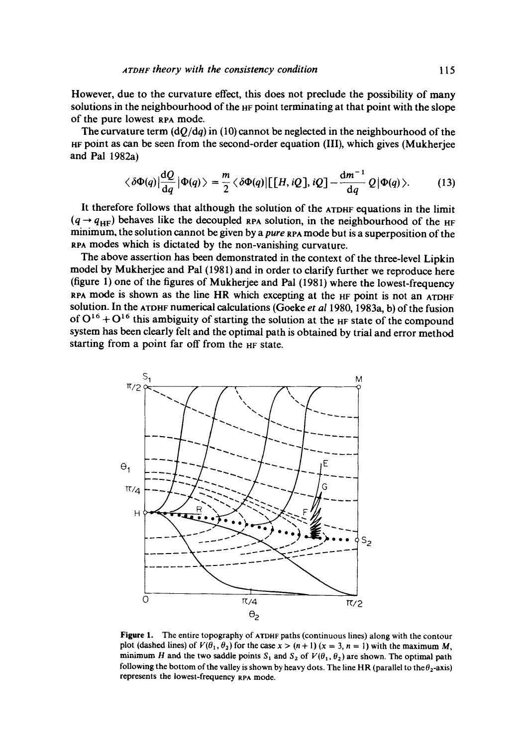However, due to the curvature effect, this does not preclude the possibility of many solutions in the neighbourhood of the HF point terminating at that point with the slope of the pure lowest RPA mode.

The curvature term $(dQ/dq)$ in (10) cannot be neglected in the neighbourhood of the HF point as can be seen from the second-order equation (III), which gives (Mukherjee and Pal 1982a)

$$\langle \delta\Phi(q)|\frac{dQ}{dq}|\Phi(q)\rangle = \frac{m}{2}\langle \delta\Phi(q)|[[H, iQ], iQ] - \frac{dm^{-1}}{dq}Q|\Phi(q)\rangle. \tag{13}$$

It therefore follows that although the solution of the ATDHF equations in the limit $(q \to q_{HF})$ behaves like the decoupled RPA solution, in the neighbourhood of the HF minimum, the solution cannot be given by a *pure* RPA mode but is a superposition of the RPA modes which is dictated by the non-vanishing curvature.

The above assertion has been demonstrated in the context of the three-level Lipkin model by Mukherjee and Pal (1981) and in order to clarify further we reproduce here (figure 1) one of the figures of Mukherjee and Pal (1981) where the lowest-frequency RPA mode is shown as the line HR which excepting at the HF point is not an ATDHF solution. In the ATDHF numerical calculations (Goeke *et al* 1980, 1983a, b) of the fusion of $O^{16} + O^{16}$ this ambiguity of starting the solution at the HF state of the compound system has been clearly felt and the optimal path is obtained by trial and error method starting from a point far off from the HF state.

**Figure 1.** The entire topography of ATDHF paths (continuous lines) along with the contour plot (dashed lines) of $V(\theta_1, \theta_2)$ for the case $x > (n+1)$ $(x = 3, n = 1)$ with the maximum $M$, minimum $H$ and the two saddle points $S_1$ and $S_2$ of $V(\theta_1, \theta_2)$ are shown. The optimal path following the bottom of the valley is shown by heavy dots. The line HR (parallel to the $\theta_2$-axis) represents the lowest-frequency RPA mode.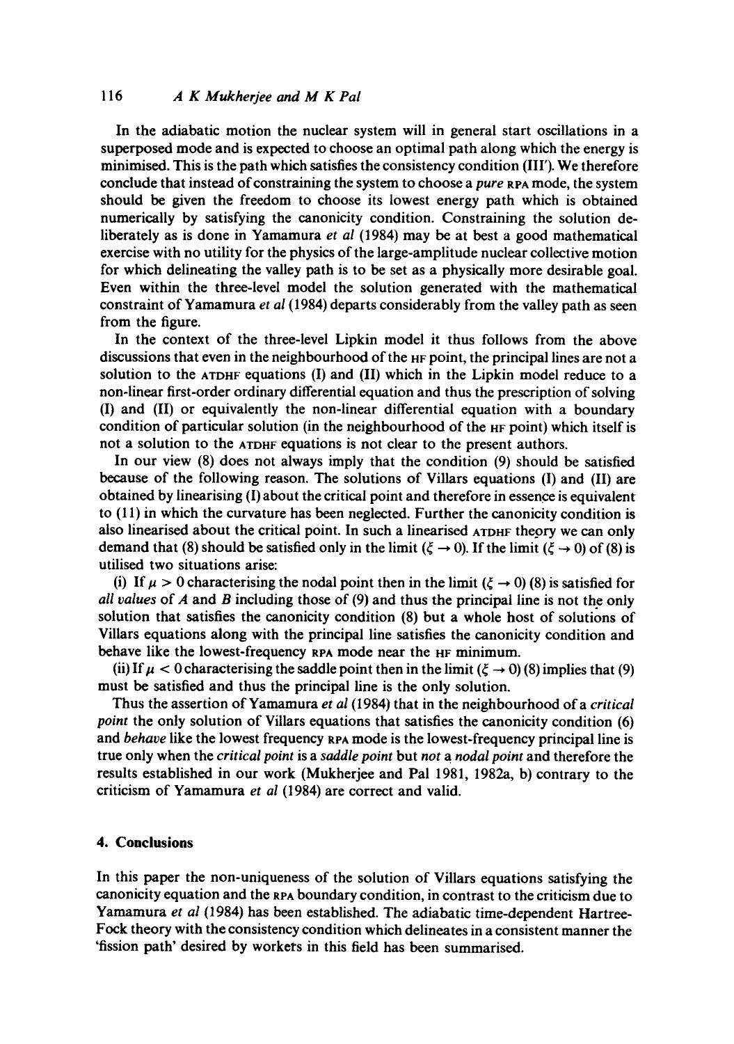In the adiabatic motion the nuclear system will in general start oscillations in a superposed mode and is expected to choose an optimal path along which the energy is minimised. This is the path which satisfies the consistency condition (III'). We therefore conclude that instead of constraining the system to choose a *pure* RPA mode, the system should be given the freedom to choose its lowest energy path which is obtained numerically by satisfying the canonicity condition. Constraining the solution deliberately as is done in Yamamura *et al* (1984) may be at best a good mathematical exercise with no utility for the physics of the large-amplitude nuclear collective motion for which delineating the valley path is to be set as a physically more desirable goal. Even within the three-level model the solution generated with the mathematical constraint of Yamamura *et al* (1984) departs considerably from the valley path as seen from the figure.

In the context of the three-level Lipkin model it thus follows from the above discussions that even in the neighbourhood of the HF point, the principal lines are not a solution to the ATDHF equations (I) and (II) which in the Lipkin model reduce to a non-linear first-order ordinary differential equation and thus the prescription of solving (I) and (II) or equivalently the non-linear differential equation with a boundary condition of particular solution (in the neighbourhood of the HF point) which itself is not a solution to the ATDHF equations is not clear to the present authors.

In our view (8) does not always imply that the condition (9) should be satisfied because of the following reason. The solutions of Villars equations (I) and (II) are obtained by linearising (I) about the critical point and therefore in essence is equivalent to (11) in which the curvature has been neglected. Further the canonicity condition is also linearised about the critical point. In such a linearised ATDHF theory we can only demand that (8) should be satisfied only in the limit ($\xi \to 0$). If the limit ($\xi \to 0$) of (8) is utilised two situations arise:

(i) If $\mu > 0$ characterising the nodal point then in the limit ($\xi \to 0$) (8) is satisfied for *all values* of $A$ and $B$ including those of (9) and thus the principal line is not the only solution that satisfies the canonicity condition (8) but a whole host of solutions of Villars equations along with the principal line satisfies the canonicity condition and behave like the lowest-frequency RPA mode near the HF minimum.

(ii) If $\mu < 0$ characterising the saddle point then in the limit ($\xi \to 0$) (8) implies that (9) must be satisfied and thus the principal line is the only solution.

Thus the assertion of Yamamura *et al* (1984) that in the neighbourhood of a *critical point* the only solution of Villars equations that satisfies the canonicity condition (6) and *behave* like the lowest frequency RPA mode is the lowest-frequency principal line is true only when the *critical point* is a *saddle point* but *not* a *nodal point* and therefore the results established in our work (Mukherjee and Pal 1981, 1982a, b) contrary to the criticism of Yamamura *et al* (1984) are correct and valid.

## 4. Conclusions

In this paper the non-uniqueness of the solution of Villars equations satisfying the canonicity equation and the RPA boundary condition, in contrast to the criticism due to Yamamura *et al* (1984) has been established. The adiabatic time-dependent Hartree-Fock theory with the consistency condition which delineates in a consistent manner the 'fission path' desired by workers in this field has been summarised.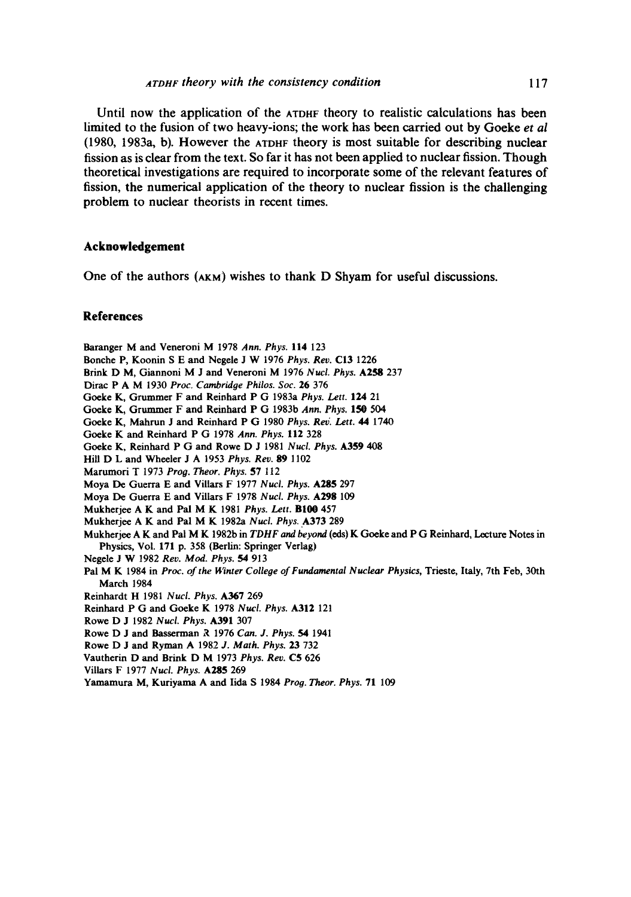Until now the application of the ATDHF theory to realistic calculations has been limited to the fusion of two heavy-ions; the work has been carried out by Goeke *et al* (1980, 1983a, b). However the ATDHF theory is most suitable for describing nuclear fission as is clear from the text. So far it has not been applied to nuclear fission. Though theoretical investigations are required to incorporate some of the relevant features of fission, the numerical application of the theory to nuclear fission is the challenging problem to nuclear theorists in recent times.

## Acknowledgement

One of the authors (AKM) wishes to thank D Shyam for useful discussions.

## References

Baranger M and Veneroni M 1978 *Ann. Phys.* **114** 123
Bonche P, Koonin S E and Negele J W 1976 *Phys. Rev.* **C13** 1226
Brink D M, Giannoni M J and Veneroni M 1976 *Nucl. Phys.* **A258** 237
Dirac P A M 1930 *Proc. Cambridge Philos. Soc.* **26** 376
Goeke K, Grummer F and Reinhard P G 1983a *Phys. Lett.* **124** 21
Goeke K, Grummer F and Reinhard P G 1983b *Ann. Phys.* **150** 504
Goeke K, Mahrun J and Reinhard P G 1980 *Phys. Rev. Lett.* **44** 1740
Goeke K and Reinhard P G 1978 *Ann. Phys.* **112** 328
Goeke K, Reinhard P G and Rowe D J 1981 *Nucl. Phys.* **A359** 408
Hill D L and Wheeler J A 1953 *Phys. Rev.* **89** 1102
Marumori T 1973 *Prog. Theor. Phys.* **57** 112
Moya De Guerra E and Villars F 1977 *Nucl. Phys.* **A285** 297
Moya De Guerra E and Villars F 1978 *Nucl. Phys.* **A298** 109
Mukherjee A K and Pal M K 1981 *Phys. Lett.* **B100** 457
Mukherjee A K and Pal M K 1982a *Nucl. Phys.* **A373** 289
Mukherjee A K and Pal M K 1982b in *TDHF and beyond* (eds) K Goeke and P G Reinhard, Lecture Notes in Physics, Vol. **171** p. 358 (Berlin: Springer Verlag)
Negele J W 1982 *Rev. Mod. Phys.* **54** 913
Pal M K 1984 in *Proc. of the Winter College of Fundamental Nuclear Physics*, Trieste, Italy, 7th Feb, 30th March 1984
Reinhardt H 1981 *Nucl. Phys.* **A367** 269
Reinhard P G and Goeke K 1978 *Nucl. Phys.* **A312** 121
Rowe D J 1982 *Nucl. Phys.* **A391** 307
Rowe D J and Basserman R 1976 *Can. J. Phys.* **54** 1941
Rowe D J and Ryman A 1982 *J. Math. Phys.* **23** 732
Vautherin D and Brink D M 1973 *Phys. Rev.* **C5** 626
Villars F 1977 *Nucl. Phys.* **A285** 269
Yamamura M, Kuriyama A and Iida S 1984 *Prog. Theor. Phys.* **71** 109